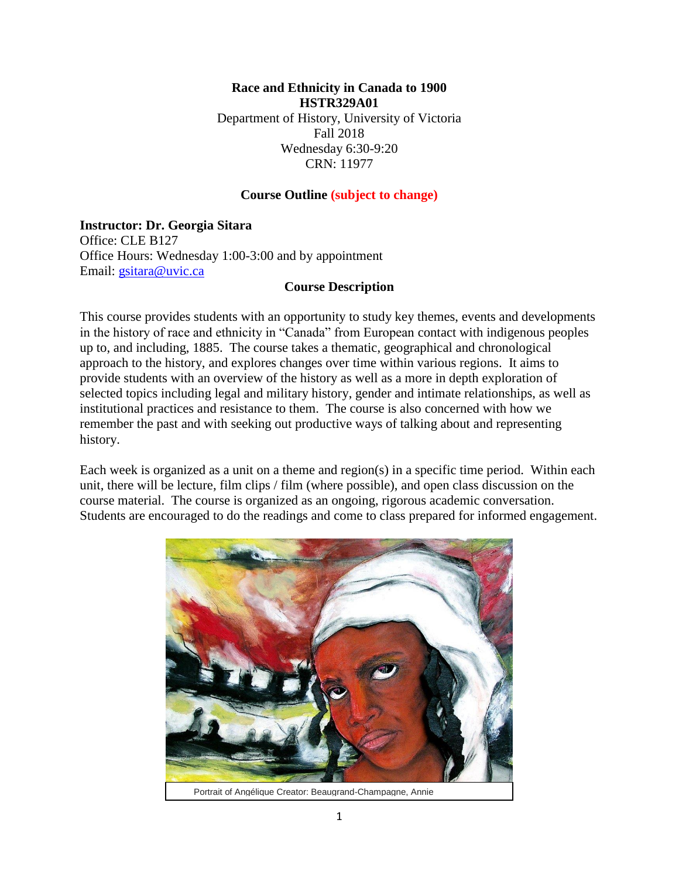**Race and Ethnicity in Canada to 1900**
**HSTR329A01**
Department of History, University of Victoria
Fall 2018
Wednesday 6:30-9:20
CRN: 11977

**Course Outline (subject to change)**

**Instructor: Dr. Georgia Sitara**
Office: CLE B127
Office Hours: Wednesday 1:00-3:00 and by appointment
Email: gsitara@uvic.ca

## Course Description

This course provides students with an opportunity to study key themes, events and developments in the history of race and ethnicity in "Canada" from European contact with indigenous peoples up to, and including, 1885. The course takes a thematic, geographical and chronological approach to the history, and explores changes over time within various regions. It aims to provide students with an overview of the history as well as a more in depth exploration of selected topics including legal and military history, gender and intimate relationships, as well as institutional practices and resistance to them. The course is also concerned with how we remember the past and with seeking out productive ways of talking about and representing history.

Each week is organized as a unit on a theme and region(s) in a specific time period. Within each unit, there will be lecture, film clips / film (where possible), and open class discussion on the course material. The course is organized as an ongoing, rigorous academic conversation. Students are encouraged to do the readings and come to class prepared for informed engagement.

Portrait of Angélique Creator: Beaugrand-Champagne, Annie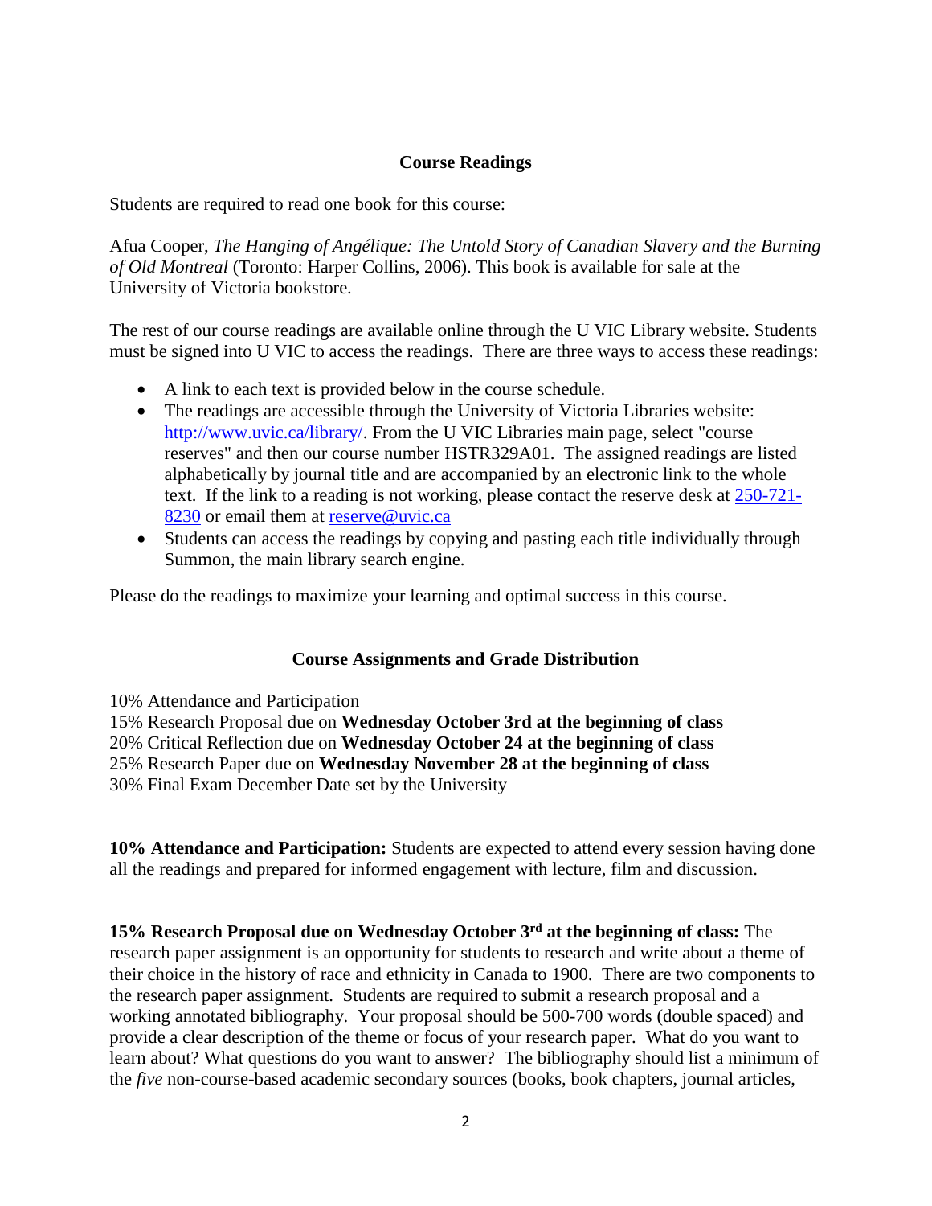## Course Readings

Students are required to read one book for this course:

Afua Cooper, *The Hanging of Angélique: The Untold Story of Canadian Slavery and the Burning of Old Montreal* (Toronto: Harper Collins, 2006). This book is available for sale at the University of Victoria bookstore.

The rest of our course readings are available online through the U VIC Library website. Students must be signed into U VIC to access the readings. There are three ways to access these readings:

- A link to each text is provided below in the course schedule.
- The readings are accessible through the University of Victoria Libraries website: [http://www.uvic.ca/library/](http://www.uvic.ca/library/). From the U VIC Libraries main page, select "course reserves" and then our course number HSTR329A01. The assigned readings are listed alphabetically by journal title and are accompanied by an electronic link to the whole text. If the link to a reading is not working, please contact the reserve desk at 250-721-8230 or email them at reserve@uvic.ca
- Students can access the readings by copying and pasting each title individually through Summon, the main library search engine.

Please do the readings to maximize your learning and optimal success in this course.

## Course Assignments and Grade Distribution

10% Attendance and Participation
15% Research Proposal due on **Wednesday October 3rd at the beginning of class**
20% Critical Reflection due on **Wednesday October 24 at the beginning of class**
25% Research Paper due on **Wednesday November 28 at the beginning of class**
30% Final Exam December Date set by the University

**10% Attendance and Participation:** Students are expected to attend every session having done all the readings and prepared for informed engagement with lecture, film and discussion.

**15% Research Proposal due on Wednesday October 3rd at the beginning of class:** The research paper assignment is an opportunity for students to research and write about a theme of their choice in the history of race and ethnicity in Canada to 1900. There are two components to the research paper assignment. Students are required to submit a research proposal and a working annotated bibliography. Your proposal should be 500-700 words (double spaced) and provide a clear description of the theme or focus of your research paper. What do you want to learn about? What questions do you want to answer? The bibliography should list a minimum of the *five* non-course-based academic secondary sources (books, book chapters, journal articles,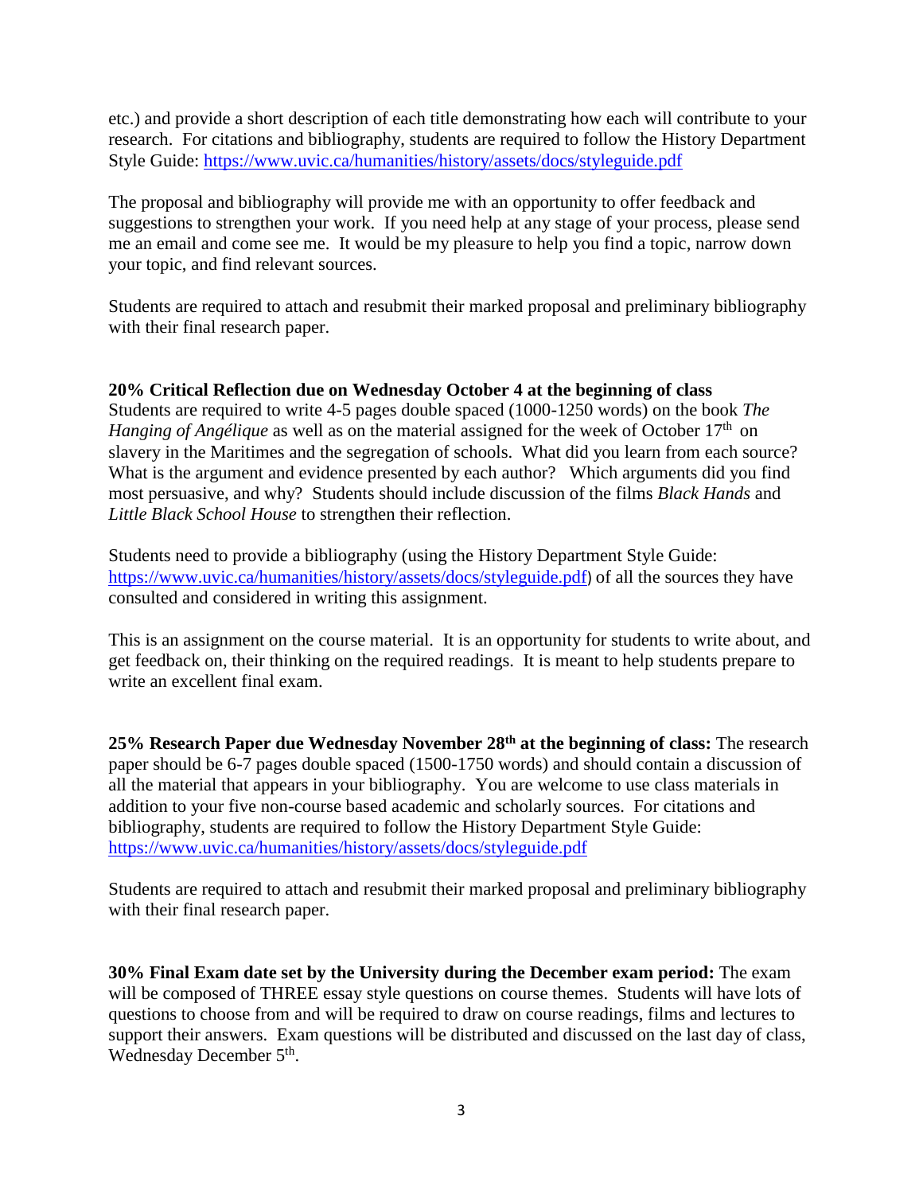etc.) and provide a short description of each title demonstrating how each will contribute to your research. For citations and bibliography, students are required to follow the History Department Style Guide: https://www.uvic.ca/humanities/history/assets/docs/styleguide.pdf

The proposal and bibliography will provide me with an opportunity to offer feedback and suggestions to strengthen your work. If you need help at any stage of your process, please send me an email and come see me. It would be my pleasure to help you find a topic, narrow down your topic, and find relevant sources.

Students are required to attach and resubmit their marked proposal and preliminary bibliography with their final research paper.

**20% Critical Reflection due on Wednesday October 4 at the beginning of class**
Students are required to write 4-5 pages double spaced (1000-1250 words) on the book *The Hanging of Angélique* as well as on the material assigned for the week of October 17th on slavery in the Maritimes and the segregation of schools. What did you learn from each source? What is the argument and evidence presented by each author? Which arguments did you find most persuasive, and why? Students should include discussion of the films *Black Hands* and *Little Black School House* to strengthen their reflection.

Students need to provide a bibliography (using the History Department Style Guide: https://www.uvic.ca/humanities/history/assets/docs/styleguide.pdf) of all the sources they have consulted and considered in writing this assignment.

This is an assignment on the course material. It is an opportunity for students to write about, and get feedback on, their thinking on the required readings. It is meant to help students prepare to write an excellent final exam.

**25% Research Paper due Wednesday November 28th at the beginning of class:** The research paper should be 6-7 pages double spaced (1500-1750 words) and should contain a discussion of all the material that appears in your bibliography. You are welcome to use class materials in addition to your five non-course based academic and scholarly sources. For citations and bibliography, students are required to follow the History Department Style Guide: https://www.uvic.ca/humanities/history/assets/docs/styleguide.pdf

Students are required to attach and resubmit their marked proposal and preliminary bibliography with their final research paper.

**30% Final Exam date set by the University during the December exam period:** The exam will be composed of THREE essay style questions on course themes. Students will have lots of questions to choose from and will be required to draw on course readings, films and lectures to support their answers. Exam questions will be distributed and discussed on the last day of class, Wednesday December 5th.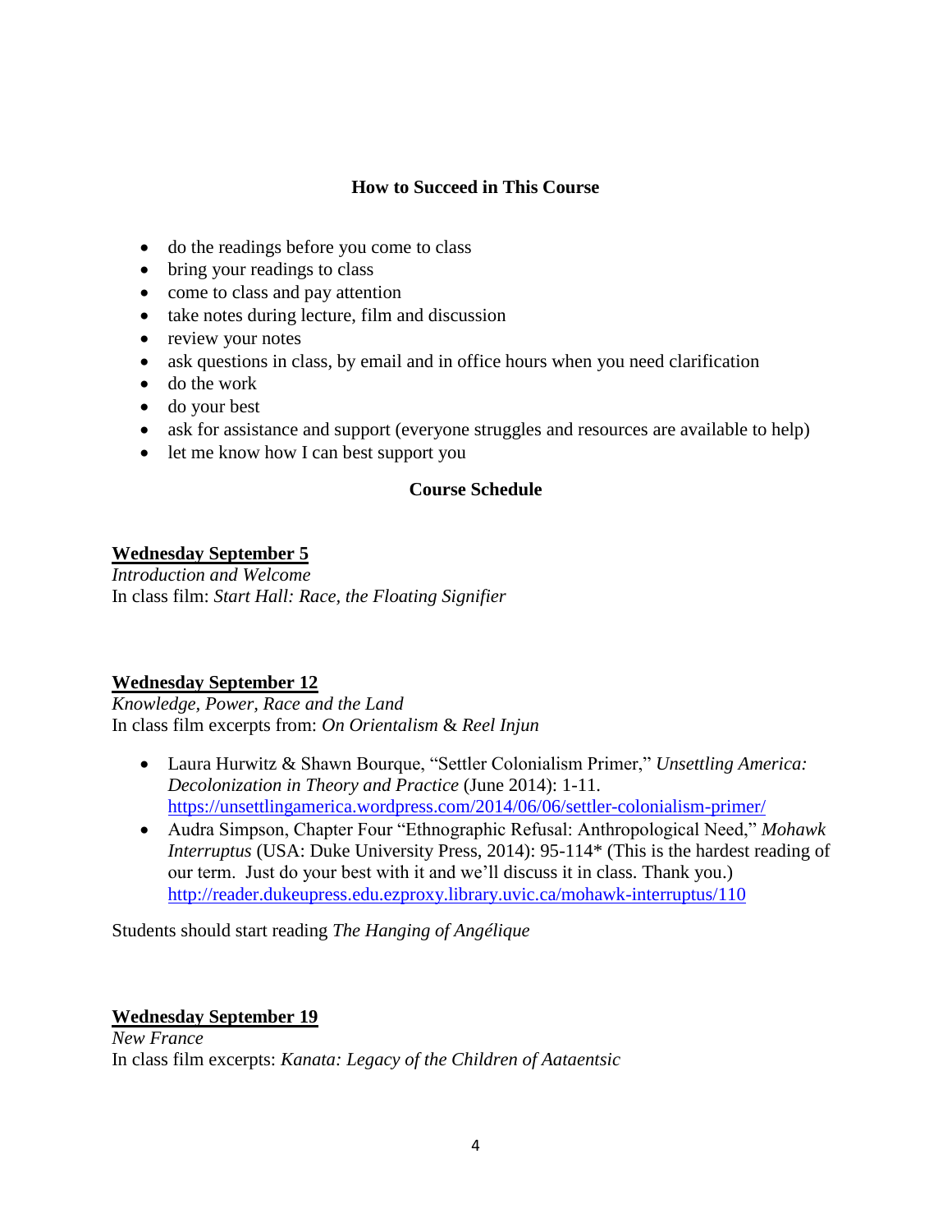## How to Succeed in This Course

- do the readings before you come to class
- bring your readings to class
- come to class and pay attention
- take notes during lecture, film and discussion
- review your notes
- ask questions in class, by email and in office hours when you need clarification
- do the work
- do your best
- ask for assistance and support (everyone struggles and resources are available to help)
- let me know how I can best support you

## Course Schedule

**<u>Wednesday September 5</u>**
*Introduction and Welcome*
In class film: *Start Hall: Race, the Floating Signifier*

**<u>Wednesday September 12</u>**
*Knowledge, Power, Race and the Land*
In class film excerpts from: *On Orientalism* & *Reel Injun*

- Laura Hurwitz & Shawn Bourque, "Settler Colonialism Primer," *Unsettling America: Decolonization in Theory and Practice* (June 2014): 1-11. https://unsettlingamerica.wordpress.com/2014/06/06/settler-colonialism-primer/
- Audra Simpson, Chapter Four "Ethnographic Refusal: Anthropological Need," *Mohawk Interruptus* (USA: Duke University Press, 2014): 95-114* (This is the hardest reading of our term. Just do your best with it and we'll discuss it in class. Thank you.) http://reader.dukeupress.edu.ezproxy.library.uvic.ca/mohawk-interruptus/110

Students should start reading *The Hanging of Angélique*

**<u>Wednesday September 19</u>**
*New France*
In class film excerpts: *Kanata: Legacy of the Children of Aataentsic*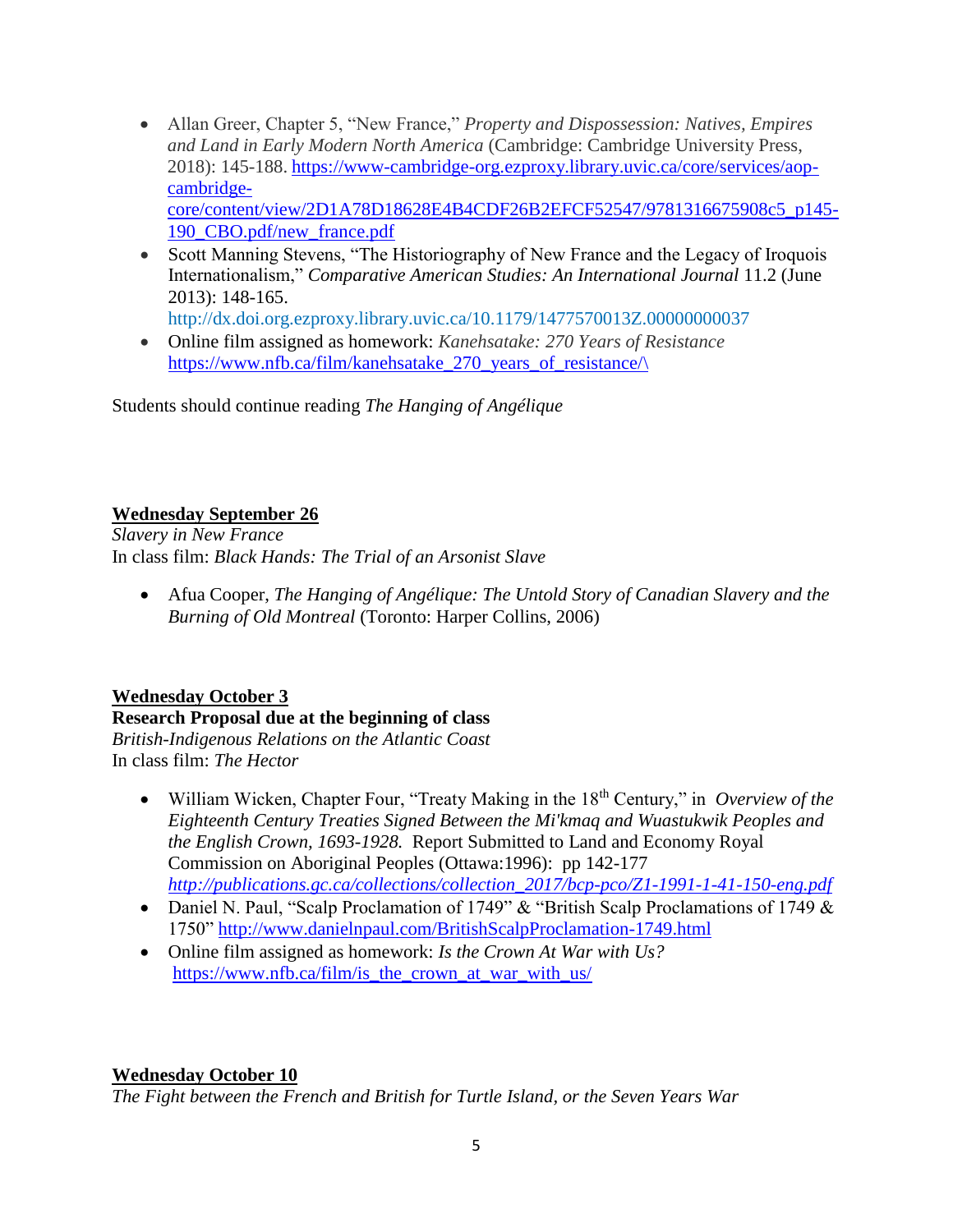- Allan Greer, Chapter 5, "New France," *Property and Dispossession: Natives, Empires and Land in Early Modern North America* (Cambridge: Cambridge University Press, 2018): 145-188. https://www-cambridge-org.ezproxy.library.uvic.ca/core/services/aop-cambridge-core/content/view/2D1A78D18628E4B4CDF26B2EFCF52547/9781316675908c5_p145-190_CBO.pdf/new_france.pdf
- Scott Manning Stevens, "The Historiography of New France and the Legacy of Iroquois Internationalism," *Comparative American Studies: An International Journal* 11.2 (June 2013): 148-165. http://dx.doi.org.ezproxy.library.uvic.ca/10.1179/1477570013Z.00000000037
- Online film assigned as homework: *Kanehsatake: 270 Years of Resistance* https://www.nfb.ca/film/kanehsatake_270_years_of_resistance/\

Students should continue reading *The Hanging of Angélique*

**Wednesday September 26**

*Slavery in New France*

In class film: *Black Hands: The Trial of an Arsonist Slave*

- Afua Cooper, *The Hanging of Angélique: The Untold Story of Canadian Slavery and the Burning of Old Montreal* (Toronto: Harper Collins, 2006)

**Wednesday October 3**

**Research Proposal due at the beginning of class**

*British-Indigenous Relations on the Atlantic Coast*

In class film: *The Hector*

- William Wicken, Chapter Four, "Treaty Making in the 18th Century," in *Overview of the Eighteenth Century Treaties Signed Between the Mi'kmaq and Wuastukwik Peoples and the English Crown, 1693-1928.* Report Submitted to Land and Economy Royal Commission on Aboriginal Peoples (Ottawa:1996): pp 142-177 *http://publications.gc.ca/collections/collection_2017/bcp-pco/Z1-1991-1-41-150-eng.pdf*
- Daniel N. Paul, "Scalp Proclamation of 1749" & "British Scalp Proclamations of 1749 & 1750" http://www.danielnpaul.com/BritishScalpProclamation-1749.html
- Online film assigned as homework: *Is the Crown At War with Us?* https://www.nfb.ca/film/is_the_crown_at_war_with_us/

**Wednesday October 10**

*The Fight between the French and British for Turtle Island, or the Seven Years War*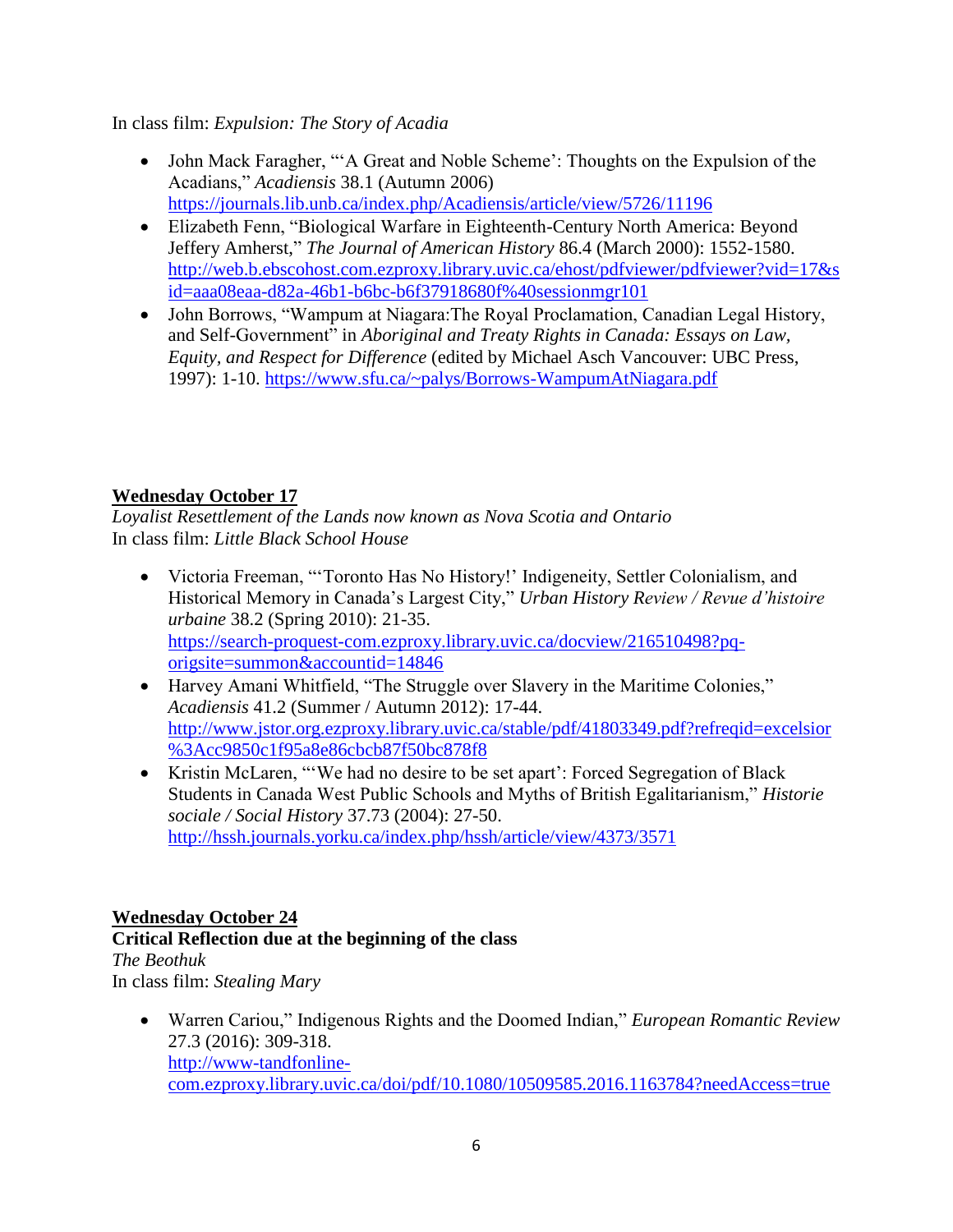In class film: *Expulsion: The Story of Acadia*

- John Mack Faragher, "'A Great and Noble Scheme': Thoughts on the Expulsion of the Acadians," *Acadiensis* 38.1 (Autumn 2006) https://journals.lib.unb.ca/index.php/Acadiensis/article/view/5726/11196
- Elizabeth Fenn, "Biological Warfare in Eighteenth-Century North America: Beyond Jeffery Amherst," *The Journal of American History* 86.4 (March 2000): 1552-1580. http://web.b.ebscohost.com.ezproxy.library.uvic.ca/ehost/pdfviewer/pdfviewer?vid=17&sid=aaa08eaa-d82a-46b1-b6bc-b6f37918680f%40sessionmgr101
- John Borrows, "Wampum at Niagara:The Royal Proclamation, Canadian Legal History, and Self-Government" in *Aboriginal and Treaty Rights in Canada: Essays on Law, Equity, and Respect for Difference* (edited by Michael Asch Vancouver: UBC Press, 1997): 1-10. https://www.sfu.ca/~palys/Borrows-WampumAtNiagara.pdf

**<u>Wednesday October 17</u>**
*Loyalist Resettlement of the Lands now known as Nova Scotia and Ontario*
In class film: *Little Black School House*

- Victoria Freeman, "'Toronto Has No History!' Indigeneity, Settler Colonialism, and Historical Memory in Canada's Largest City," *Urban History Review / Revue d'histoire urbaine* 38.2 (Spring 2010): 21-35. https://search-proquest-com.ezproxy.library.uvic.ca/docview/216510498?pq-origsite=summon&accountid=14846
- Harvey Amani Whitfield, "The Struggle over Slavery in the Maritime Colonies," *Acadiensis* 41.2 (Summer / Autumn 2012): 17-44. http://www.jstor.org.ezproxy.library.uvic.ca/stable/pdf/41803349.pdf?refreqid=excelsior%3Acc9850c1f95a8e86cbcb87f50bc878f8
- Kristin McLaren, "'We had no desire to be set apart': Forced Segregation of Black Students in Canada West Public Schools and Myths of British Egalitarianism," *Historie sociale / Social History* 37.73 (2004): 27-50. http://hssh.journals.yorku.ca/index.php/hssh/article/view/4373/3571

**<u>Wednesday October 24</u>**
**Critical Reflection due at the beginning of the class**
*The Beothuk*
In class film: *Stealing Mary*

- Warren Cariou," Indigenous Rights and the Doomed Indian," *European Romantic Review* 27.3 (2016): 309-318. http://www-tandfonline-com.ezproxy.library.uvic.ca/doi/pdf/10.1080/10509585.2016.1163784?needAccess=true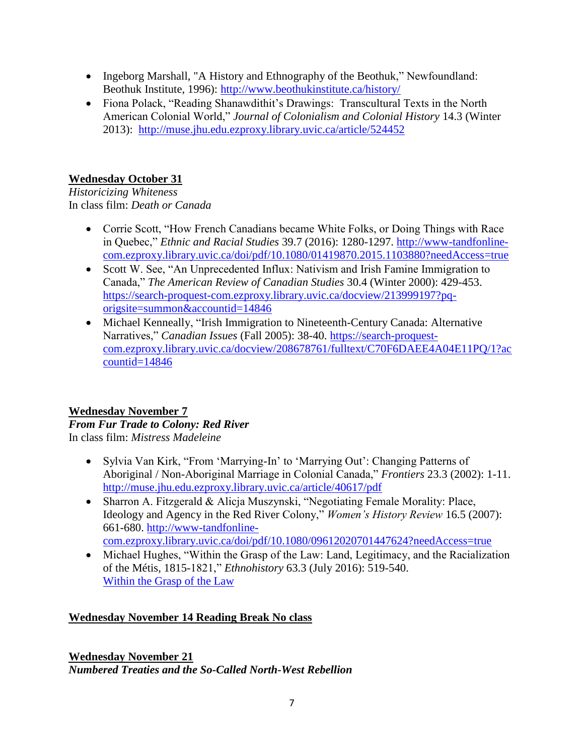- Ingeborg Marshall, "A History and Ethnography of the Beothuk," Newfoundland: Beothuk Institute, 1996): http://www.beothukinstitute.ca/history/
- Fiona Polack, "Reading Shanawdithit's Drawings: Transcultural Texts in the North American Colonial World," *Journal of Colonialism and Colonial History* 14.3 (Winter 2013): http://muse.jhu.edu.ezproxy.library.uvic.ca/article/524452

**Wednesday October 31**

*Historicizing Whiteness*

In class film: *Death or Canada*

- Corrie Scott, "How French Canadians became White Folks, or Doing Things with Race in Quebec," *Ethnic and Racial Studies* 39.7 (2016): 1280-1297. http://www-tandfonline-com.ezproxy.library.uvic.ca/doi/pdf/10.1080/01419870.2015.1103880?needAccess=true
- Scott W. See, "An Unprecedented Influx: Nativism and Irish Famine Immigration to Canada," *The American Review of Canadian Studies* 30.4 (Winter 2000): 429-453. https://search-proquest-com.ezproxy.library.uvic.ca/docview/213999197?pq-origsite=summon&accountid=14846
- Michael Kenneally, "Irish Immigration to Nineteenth-Century Canada: Alternative Narratives," *Canadian Issues* (Fall 2005): 38-40. https://search-proquest-com.ezproxy.library.uvic.ca/docview/208678761/fulltext/C70F6DAEE4A04E11PQ/1?accountid=14846

**Wednesday November 7**

***From Fur Trade to Colony: Red River***

In class film: *Mistress Madeleine*

- Sylvia Van Kirk, "From 'Marrying-In' to 'Marrying Out': Changing Patterns of Aboriginal / Non-Aboriginal Marriage in Colonial Canada," *Frontiers* 23.3 (2002): 1-11. http://muse.jhu.edu.ezproxy.library.uvic.ca/article/40617/pdf
- Sharron A. Fitzgerald & Alicja Muszynski, "Negotiating Female Morality: Place, Ideology and Agency in the Red River Colony," *Women's History Review* 16.5 (2007): 661-680. http://www-tandfonline-com.ezproxy.library.uvic.ca/doi/pdf/10.1080/09612020701447624?needAccess=true
- Michael Hughes, "Within the Grasp of the Law: Land, Legitimacy, and the Racialization of the Métis, 1815-1821," *Ethnohistory* 63.3 (July 2016): 519-540. Within the Grasp of the Law

**Wednesday November 14 Reading Break No class**

**Wednesday November 21**

***Numbered Treaties and the So-Called North-West Rebellion***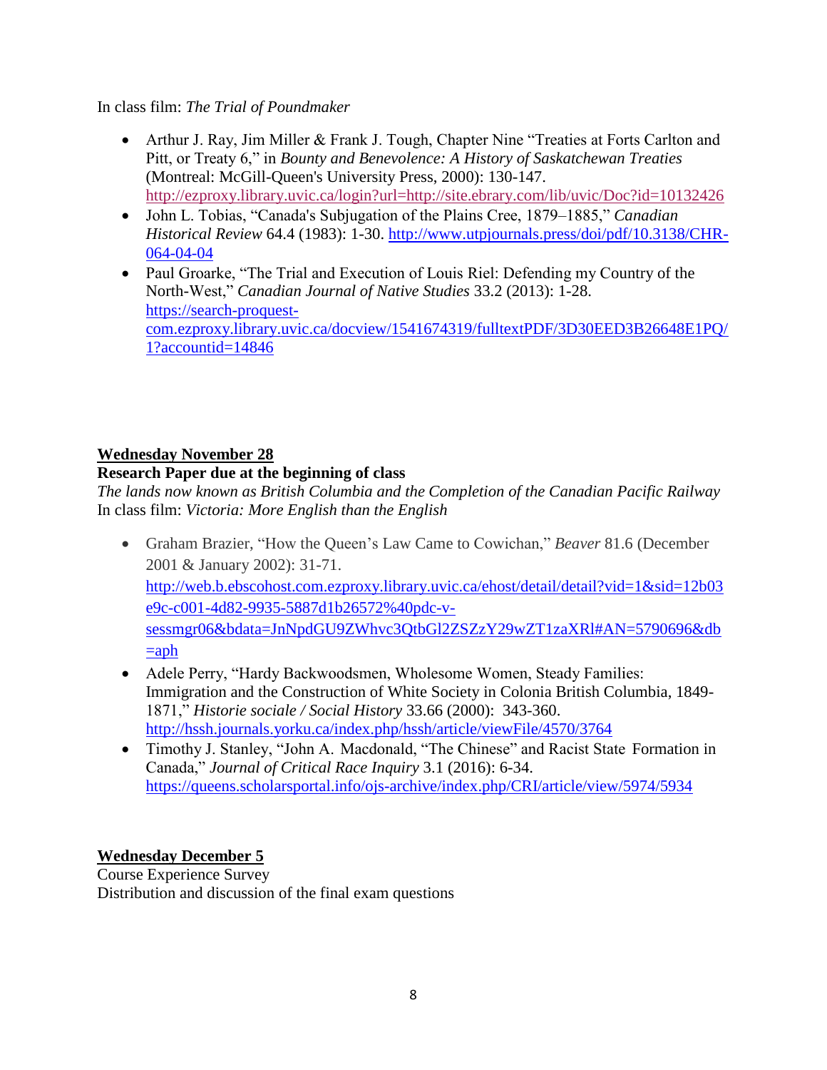In class film: *The Trial of Poundmaker*

- Arthur J. Ray, Jim Miller & Frank J. Tough, Chapter Nine "Treaties at Forts Carlton and Pitt, or Treaty 6," in *Bounty and Benevolence: A History of Saskatchewan Treaties* (Montreal: McGill-Queen's University Press, 2000): 130-147. http://ezproxy.library.uvic.ca/login?url=http://site.ebrary.com/lib/uvic/Doc?id=10132426
- John L. Tobias, "Canada's Subjugation of the Plains Cree, 1879–1885," *Canadian Historical Review* 64.4 (1983): 1-30. http://www.utpjournals.press/doi/pdf/10.3138/CHR-064-04-04
- Paul Groarke, "The Trial and Execution of Louis Riel: Defending my Country of the North-West," *Canadian Journal of Native Studies* 33.2 (2013): 1-28. https://search-proquest-com.ezproxy.library.uvic.ca/docview/1541674319/fulltextPDF/3D30EED3B26648E1PQ/1?accountid=14846

**Wednesday November 28**

**Research Paper due at the beginning of class**

*The lands now known as British Columbia and the Completion of the Canadian Pacific Railway*

In class film: *Victoria: More English than the English*

- Graham Brazier, "How the Queen's Law Came to Cowichan," *Beaver* 81.6 (December 2001 & January 2002): 31-71. http://web.b.ebscohost.com.ezproxy.library.uvic.ca/ehost/detail/detail?vid=1&sid=12b03e9c-c001-4d82-9935-5887d1b26572%40pdc-v-sessmgr06&bdata=JnNpdGU9ZWhvc3QtbGl2ZSZzY29wZT1zaXRl#AN=5790696&db=aph
- Adele Perry, "Hardy Backwoodsmen, Wholesome Women, Steady Families: Immigration and the Construction of White Society in Colonia British Columbia, 1849-1871," *Historie sociale / Social History* 33.66 (2000): 343-360. http://hssh.journals.yorku.ca/index.php/hssh/article/viewFile/4570/3764
- Timothy J. Stanley, "John A. Macdonald, "The Chinese" and Racist State Formation in Canada," *Journal of Critical Race Inquiry* 3.1 (2016): 6-34. https://queens.scholarsportal.info/ojs-archive/index.php/CRI/article/view/5974/5934

**Wednesday December 5**

Course Experience Survey

Distribution and discussion of the final exam questions